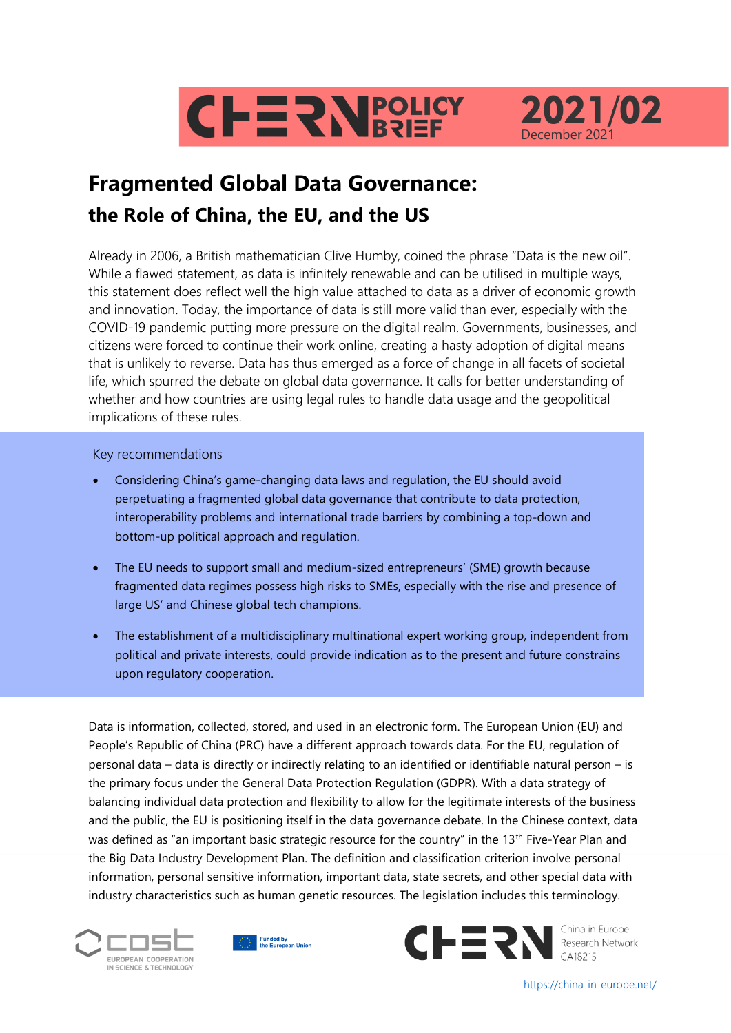CHERN POLICY BRIEF 2021/02
December 2021

# Fragmented Global Data Governance: the Role of China, the EU, and the US

Already in 2006, a British mathematician Clive Humby, coined the phrase "Data is the new oil". While a flawed statement, as data is infinitely renewable and can be utilised in multiple ways, this statement does reflect well the high value attached to data as a driver of economic growth and innovation. Today, the importance of data is still more valid than ever, especially with the COVID-19 pandemic putting more pressure on the digital realm. Governments, businesses, and citizens were forced to continue their work online, creating a hasty adoption of digital means that is unlikely to reverse. Data has thus emerged as a force of change in all facets of societal life, which spurred the debate on global data governance. It calls for better understanding of whether and how countries are using legal rules to handle data usage and the geopolitical implications of these rules.

Key recommendations

- Considering China's game-changing data laws and regulation, the EU should avoid perpetuating a fragmented global data governance that contribute to data protection, interoperability problems and international trade barriers by combining a top-down and bottom-up political approach and regulation.
- The EU needs to support small and medium-sized entrepreneurs' (SME) growth because fragmented data regimes possess high risks to SMEs, especially with the rise and presence of large US' and Chinese global tech champions.
- The establishment of a multidisciplinary multinational expert working group, independent from political and private interests, could provide indication as to the present and future constrains upon regulatory cooperation.

Data is information, collected, stored, and used in an electronic form. The European Union (EU) and People's Republic of China (PRC) have a different approach towards data. For the EU, regulation of personal data – data is directly or indirectly relating to an identified or identifiable natural person – is the primary focus under the General Data Protection Regulation (GDPR). With a data strategy of balancing individual data protection and flexibility to allow for the legitimate interests of the business and the public, the EU is positioning itself in the data governance debate. In the Chinese context, data was defined as "an important basic strategic resource for the country" in the 13th Five-Year Plan and the Big Data Industry Development Plan. The definition and classification criterion involve personal information, personal sensitive information, important data, state secrets, and other special data with industry characteristics such as human genetic resources. The legislation includes this terminology.

COST European Cooperation in Science & Technology — Funded by the European Union — CHERN China in Europe Research Network CA18215

https://china-in-europe.net/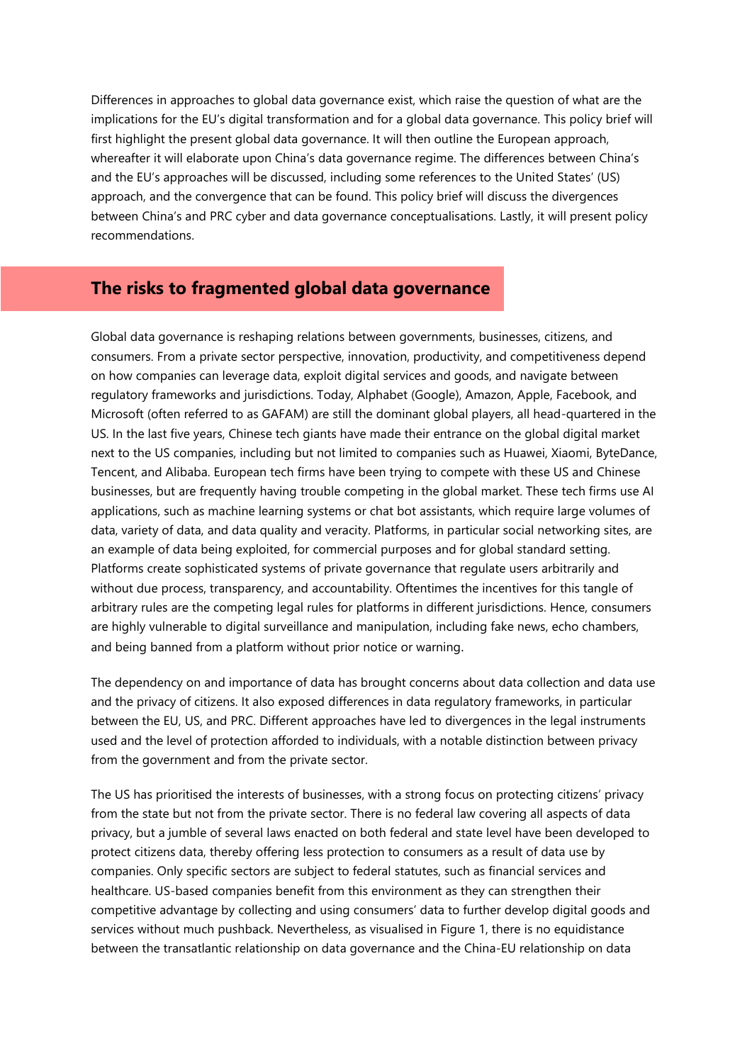Differences in approaches to global data governance exist, which raise the question of what are the implications for the EU's digital transformation and for a global data governance. This policy brief will first highlight the present global data governance. It will then outline the European approach, whereafter it will elaborate upon China's data governance regime. The differences between China's and the EU's approaches will be discussed, including some references to the United States' (US) approach, and the convergence that can be found. This policy brief will discuss the divergences between China's and PRC cyber and data governance conceptualisations. Lastly, it will present policy recommendations.

## The risks to fragmented global data governance

Global data governance is reshaping relations between governments, businesses, citizens, and consumers. From a private sector perspective, innovation, productivity, and competitiveness depend on how companies can leverage data, exploit digital services and goods, and navigate between regulatory frameworks and jurisdictions. Today, Alphabet (Google), Amazon, Apple, Facebook, and Microsoft (often referred to as GAFAM) are still the dominant global players, all head-quartered in the US. In the last five years, Chinese tech giants have made their entrance on the global digital market next to the US companies, including but not limited to companies such as Huawei, Xiaomi, ByteDance, Tencent, and Alibaba. European tech firms have been trying to compete with these US and Chinese businesses, but are frequently having trouble competing in the global market. These tech firms use AI applications, such as machine learning systems or chat bot assistants, which require large volumes of data, variety of data, and data quality and veracity. Platforms, in particular social networking sites, are an example of data being exploited, for commercial purposes and for global standard setting. Platforms create sophisticated systems of private governance that regulate users arbitrarily and without due process, transparency, and accountability. Oftentimes the incentives for this tangle of arbitrary rules are the competing legal rules for platforms in different jurisdictions. Hence, consumers are highly vulnerable to digital surveillance and manipulation, including fake news, echo chambers, and being banned from a platform without prior notice or warning.

The dependency on and importance of data has brought concerns about data collection and data use and the privacy of citizens. It also exposed differences in data regulatory frameworks, in particular between the EU, US, and PRC. Different approaches have led to divergences in the legal instruments used and the level of protection afforded to individuals, with a notable distinction between privacy from the government and from the private sector.

The US has prioritised the interests of businesses, with a strong focus on protecting citizens' privacy from the state but not from the private sector. There is no federal law covering all aspects of data privacy, but a jumble of several laws enacted on both federal and state level have been developed to protect citizens data, thereby offering less protection to consumers as a result of data use by companies. Only specific sectors are subject to federal statutes, such as financial services and healthcare. US-based companies benefit from this environment as they can strengthen their competitive advantage by collecting and using consumers' data to further develop digital goods and services without much pushback. Nevertheless, as visualised in Figure 1, there is no equidistance between the transatlantic relationship on data governance and the China-EU relationship on data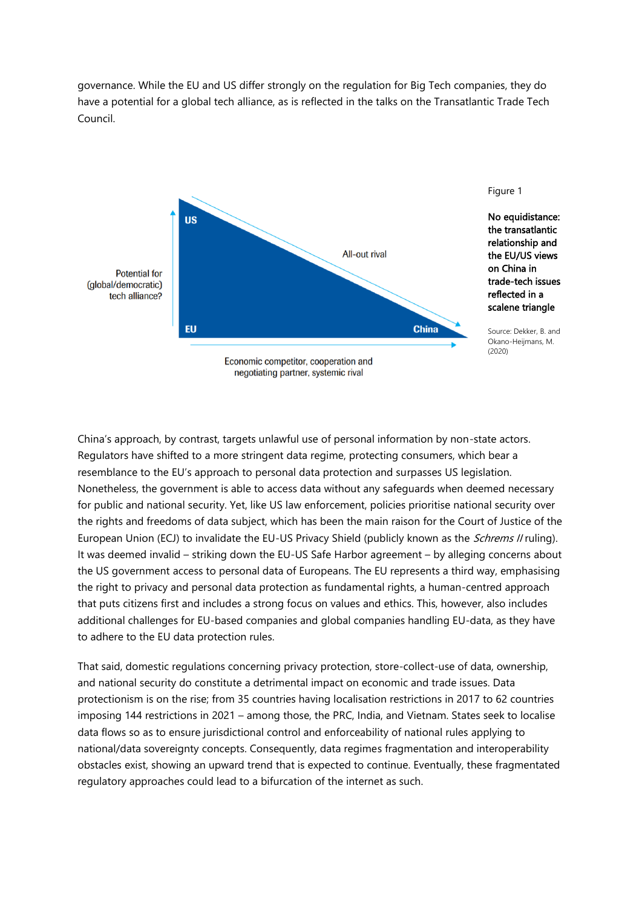governance. While the EU and US differ strongly on the regulation for Big Tech companies, they do have a potential for a global tech alliance, as is reflected in the talks on the Transatlantic Trade Tech Council.

Figure 1

**No equidistance: the transatlantic relationship and the EU/US views on China in trade-tech issues reflected in a scalene triangle**

Source: Dekker, B. and Okano-Heijmans, M. (2020)

China's approach, by contrast, targets unlawful use of personal information by non-state actors. Regulators have shifted to a more stringent data regime, protecting consumers, which bear a resemblance to the EU's approach to personal data protection and surpasses US legislation. Nonetheless, the government is able to access data without any safeguards when deemed necessary for public and national security. Yet, like US law enforcement, policies prioritise national security over the rights and freedoms of data subject, which has been the main raison for the Court of Justice of the European Union (ECJ) to invalidate the EU-US Privacy Shield (publicly known as the *Schrems II* ruling). It was deemed invalid – striking down the EU-US Safe Harbor agreement – by alleging concerns about the US government access to personal data of Europeans. The EU represents a third way, emphasising the right to privacy and personal data protection as fundamental rights, a human-centred approach that puts citizens first and includes a strong focus on values and ethics. This, however, also includes additional challenges for EU-based companies and global companies handling EU-data, as they have to adhere to the EU data protection rules.

That said, domestic regulations concerning privacy protection, store-collect-use of data, ownership, and national security do constitute a detrimental impact on economic and trade issues. Data protectionism is on the rise; from 35 countries having localisation restrictions in 2017 to 62 countries imposing 144 restrictions in 2021 – among those, the PRC, India, and Vietnam. States seek to localise data flows so as to ensure jurisdictional control and enforceability of national rules applying to national/data sovereignty concepts. Consequently, data regimes fragmentation and interoperability obstacles exist, showing an upward trend that is expected to continue. Eventually, these fragmentated regulatory approaches could lead to a bifurcation of the internet as such.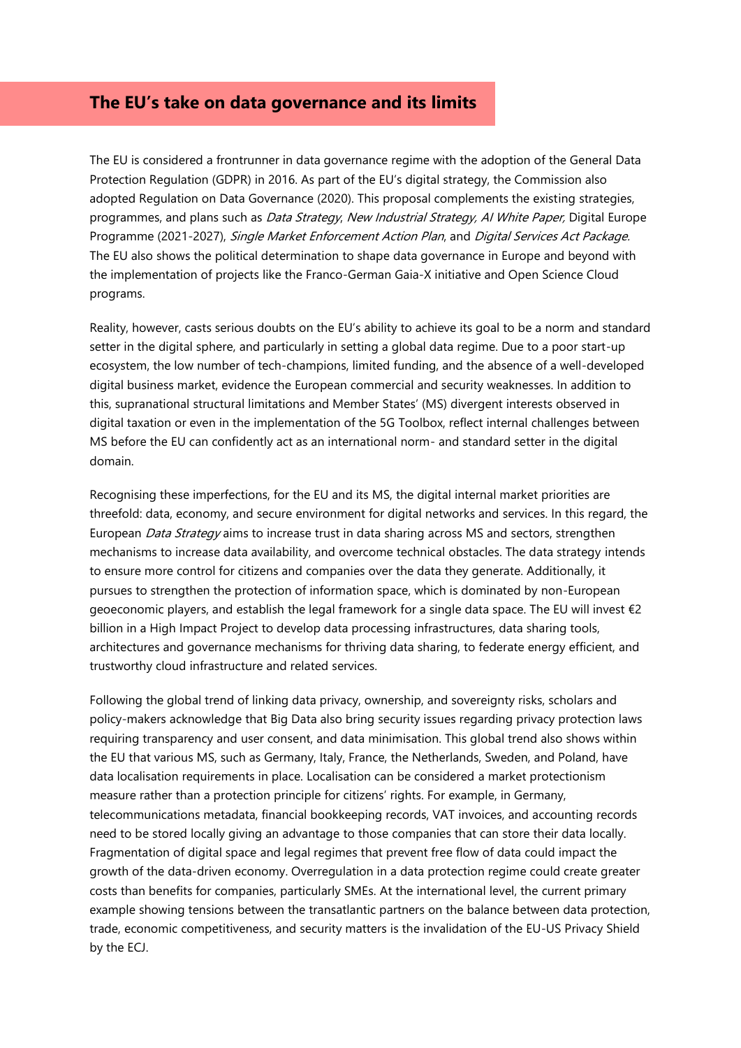## The EU's take on data governance and its limits

The EU is considered a frontrunner in data governance regime with the adoption of the General Data Protection Regulation (GDPR) in 2016. As part of the EU's digital strategy, the Commission also adopted Regulation on Data Governance (2020). This proposal complements the existing strategies, programmes, and plans such as *Data Strategy*, *New Industrial Strategy, AI White Paper,* Digital Europe Programme (2021-2027), *Single Market Enforcement Action Plan*, and *Digital Services Act Package*. The EU also shows the political determination to shape data governance in Europe and beyond with the implementation of projects like the Franco-German Gaia-X initiative and Open Science Cloud programs.

Reality, however, casts serious doubts on the EU's ability to achieve its goal to be a norm and standard setter in the digital sphere, and particularly in setting a global data regime. Due to a poor start-up ecosystem, the low number of tech-champions, limited funding, and the absence of a well-developed digital business market, evidence the European commercial and security weaknesses. In addition to this, supranational structural limitations and Member States' (MS) divergent interests observed in digital taxation or even in the implementation of the 5G Toolbox, reflect internal challenges between MS before the EU can confidently act as an international norm- and standard setter in the digital domain.

Recognising these imperfections, for the EU and its MS, the digital internal market priorities are threefold: data, economy, and secure environment for digital networks and services. In this regard, the European *Data Strategy* aims to increase trust in data sharing across MS and sectors, strengthen mechanisms to increase data availability, and overcome technical obstacles. The data strategy intends to ensure more control for citizens and companies over the data they generate. Additionally, it pursues to strengthen the protection of information space, which is dominated by non-European geoeconomic players, and establish the legal framework for a single data space. The EU will invest €2 billion in a High Impact Project to develop data processing infrastructures, data sharing tools, architectures and governance mechanisms for thriving data sharing, to federate energy efficient, and trustworthy cloud infrastructure and related services.

Following the global trend of linking data privacy, ownership, and sovereignty risks, scholars and policy-makers acknowledge that Big Data also bring security issues regarding privacy protection laws requiring transparency and user consent, and data minimisation. This global trend also shows within the EU that various MS, such as Germany, Italy, France, the Netherlands, Sweden, and Poland, have data localisation requirements in place. Localisation can be considered a market protectionism measure rather than a protection principle for citizens' rights. For example, in Germany, telecommunications metadata, financial bookkeeping records, VAT invoices, and accounting records need to be stored locally giving an advantage to those companies that can store their data locally. Fragmentation of digital space and legal regimes that prevent free flow of data could impact the growth of the data-driven economy. Overregulation in a data protection regime could create greater costs than benefits for companies, particularly SMEs. At the international level, the current primary example showing tensions between the transatlantic partners on the balance between data protection, trade, economic competitiveness, and security matters is the invalidation of the EU-US Privacy Shield by the ECJ.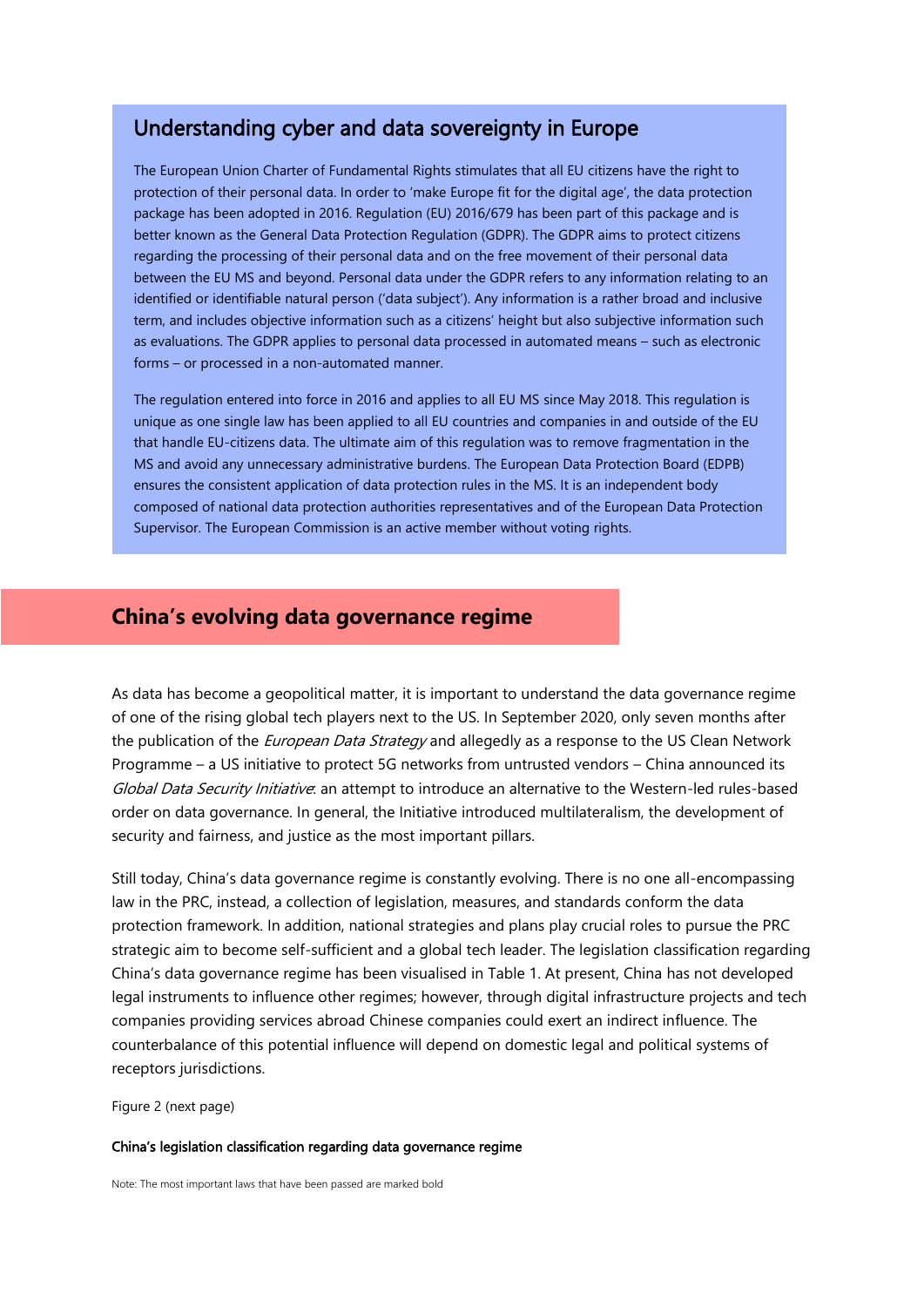## Understanding cyber and data sovereignty in Europe

The European Union Charter of Fundamental Rights stimulates that all EU citizens have the right to protection of their personal data. In order to 'make Europe fit for the digital age', the data protection package has been adopted in 2016. Regulation (EU) 2016/679 has been part of this package and is better known as the General Data Protection Regulation (GDPR). The GDPR aims to protect citizens regarding the processing of their personal data and on the free movement of their personal data between the EU MS and beyond. Personal data under the GDPR refers to any information relating to an identified or identifiable natural person ('data subject'). Any information is a rather broad and inclusive term, and includes objective information such as a citizens' height but also subjective information such as evaluations. The GDPR applies to personal data processed in automated means – such as electronic forms – or processed in a non-automated manner.

The regulation entered into force in 2016 and applies to all EU MS since May 2018. This regulation is unique as one single law has been applied to all EU countries and companies in and outside of the EU that handle EU-citizens data. The ultimate aim of this regulation was to remove fragmentation in the MS and avoid any unnecessary administrative burdens. The European Data Protection Board (EDPB) ensures the consistent application of data protection rules in the MS. It is an independent body composed of national data protection authorities representatives and of the European Data Protection Supervisor. The European Commission is an active member without voting rights.

## China's evolving data governance regime

As data has become a geopolitical matter, it is important to understand the data governance regime of one of the rising global tech players next to the US. In September 2020, only seven months after the publication of the *European Data Strategy* and allegedly as a response to the US Clean Network Programme – a US initiative to protect 5G networks from untrusted vendors – China announced its *Global Data Security Initiative*: an attempt to introduce an alternative to the Western-led rules-based order on data governance. In general, the Initiative introduced multilateralism, the development of security and fairness, and justice as the most important pillars.

Still today, China's data governance regime is constantly evolving. There is no one all-encompassing law in the PRC, instead, a collection of legislation, measures, and standards conform the data protection framework. In addition, national strategies and plans play crucial roles to pursue the PRC strategic aim to become self-sufficient and a global tech leader. The legislation classification regarding China's data governance regime has been visualised in Table 1. At present, China has not developed legal instruments to influence other regimes; however, through digital infrastructure projects and tech companies providing services abroad Chinese companies could exert an indirect influence. The counterbalance of this potential influence will depend on domestic legal and political systems of receptors jurisdictions.

Figure 2 (next page)

China's legislation classification regarding data governance regime

Note: The most important laws that have been passed are marked bold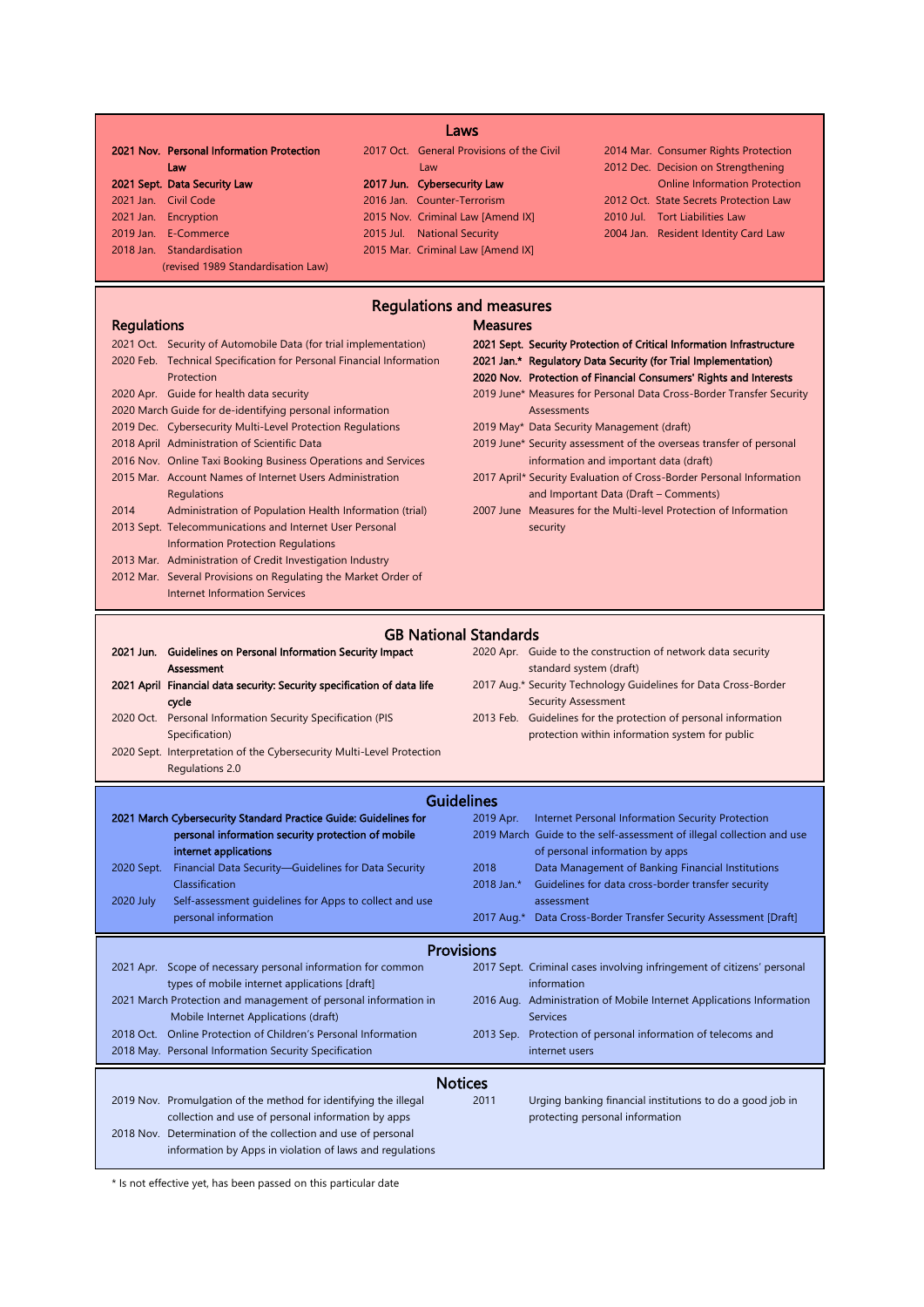## Laws

- **2021 Nov. Personal Information Protection Law**
- **2021 Sept. Data Security Law**
- 2021 Jan. Civil Code
- 2021 Jan. Encryption
- 2019 Jan. E-Commerce
- 2018 Jan. Standardisation (revised 1989 Standardisation Law)
- 2017 Oct. General Provisions of the Civil Law
- **2017 Jun. Cybersecurity Law**
- 2016 Jan. Counter-Terrorism
- 2015 Nov. Criminal Law [Amend IX]
- 2015 Jul. National Security
- 2015 Mar. Criminal Law [Amend IX]
- 2014 Mar. Consumer Rights Protection
- 2012 Dec. Decision on Strengthening Online Information Protection
- 2012 Oct. State Secrets Protection Law
- 2010 Jul. Tort Liabilities Law
- 2004 Jan. Resident Identity Card Law

## Regulations and measures

### Regulations

- 2021 Oct. Security of Automobile Data (for trial implementation)
- 2020 Feb. Technical Specification for Personal Financial Information Protection
- 2020 Apr. Guide for health data security
- 2020 March Guide for de-identifying personal information
- 2019 Dec. Cybersecurity Multi-Level Protection Regulations
- 2018 April Administration of Scientific Data
- 2016 Nov. Online Taxi Booking Business Operations and Services
- 2015 Mar. Account Names of Internet Users Administration Regulations
- 2014 Administration of Population Health Information (trial)
- 2013 Sept. Telecommunications and Internet User Personal Information Protection Regulations
- 2013 Mar. Administration of Credit Investigation Industry
- 2012 Mar. Several Provisions on Regulating the Market Order of Internet Information Services

### Measures

- **2021 Sept. Security Protection of Critical Information Infrastructure**
- **2021 Jan.* Regulatory Data Security (for Trial Implementation)**
- **2020 Nov. Protection of Financial Consumers' Rights and Interests**
- 2019 June* Measures for Personal Data Cross-Border Transfer Security Assessments
- 2019 May* Data Security Management (draft)
- 2019 June* Security assessment of the overseas transfer of personal information and important data (draft)
- 2017 April* Security Evaluation of Cross-Border Personal Information and Important Data (Draft – Comments)
- 2007 June Measures for the Multi-level Protection of Information security

## GB National Standards

- **2021 Jun. Guidelines on Personal Information Security Impact Assessment**
- **2021 April Financial data security: Security specification of data life cycle**
- 2020 Oct. Personal Information Security Specification (PIS Specification)
- 2020 Sept. Interpretation of the Cybersecurity Multi-Level Protection Regulations 2.0
- 2020 Apr. Guide to the construction of network data security standard system (draft)
- 2017 Aug.* Security Technology Guidelines for Data Cross-Border Security Assessment
- 2013 Feb. Guidelines for the protection of personal information protection within information system for public

## Guidelines

- **2021 March Cybersecurity Standard Practice Guide: Guidelines for personal information security protection of mobile internet applications**
- 2020 Sept. Financial Data Security—Guidelines for Data Security Classification
- 2020 July Self-assessment guidelines for Apps to collect and use personal information
- 2019 Apr. Internet Personal Information Security Protection
- 2019 March Guide to the self-assessment of illegal collection and use of personal information by apps
- 2018 Data Management of Banking Financial Institutions
- 2018 Jan.* Guidelines for data cross-border transfer security assessment
- 2017 Aug.* Data Cross-Border Transfer Security Assessment [Draft]

## Provisions

- 2021 Apr. Scope of necessary personal information for common types of mobile internet applications [draft]
- 2021 March Protection and management of personal information in Mobile Internet Applications (draft)
- 2018 Oct. Online Protection of Children's Personal Information
- 2018 May. Personal Information Security Specification
- 2017 Sept. Criminal cases involving infringement of citizens' personal information
- 2016 Aug. Administration of Mobile Internet Applications Information Services
- 2013 Sep. Protection of personal information of telecoms and internet users

## Notices

- 2019 Nov. Promulgation of the method for identifying the illegal collection and use of personal information by apps
- 2018 Nov. Determination of the collection and use of personal information by Apps in violation of laws and regulations
- 2011 Urging banking financial institutions to do a good job in protecting personal information

\* Is not effective yet, has been passed on this particular date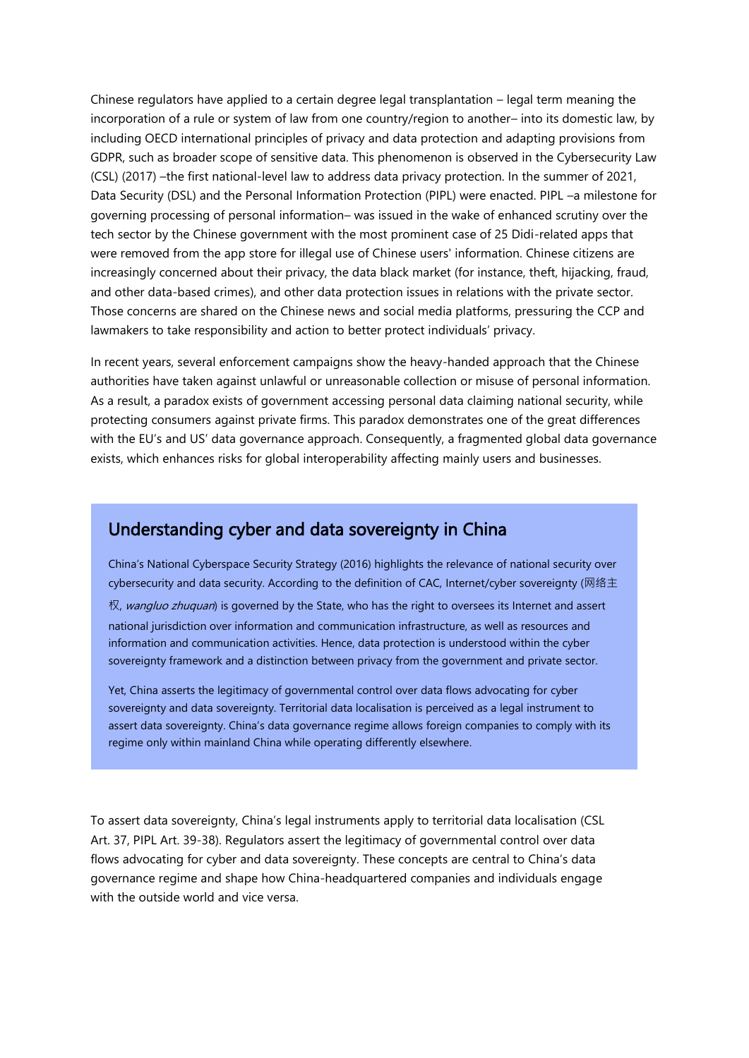Chinese regulators have applied to a certain degree legal transplantation – legal term meaning the incorporation of a rule or system of law from one country/region to another– into its domestic law, by including OECD international principles of privacy and data protection and adapting provisions from GDPR, such as broader scope of sensitive data. This phenomenon is observed in the Cybersecurity Law (CSL) (2017) –the first national-level law to address data privacy protection. In the summer of 2021, Data Security (DSL) and the Personal Information Protection (PIPL) were enacted. PIPL –a milestone for governing processing of personal information– was issued in the wake of enhanced scrutiny over the tech sector by the Chinese government with the most prominent case of 25 Didi-related apps that were removed from the app store for illegal use of Chinese users' information. Chinese citizens are increasingly concerned about their privacy, the data black market (for instance, theft, hijacking, fraud, and other data-based crimes), and other data protection issues in relations with the private sector. Those concerns are shared on the Chinese news and social media platforms, pressuring the CCP and lawmakers to take responsibility and action to better protect individuals' privacy.

In recent years, several enforcement campaigns show the heavy-handed approach that the Chinese authorities have taken against unlawful or unreasonable collection or misuse of personal information. As a result, a paradox exists of government accessing personal data claiming national security, while protecting consumers against private firms. This paradox demonstrates one of the great differences with the EU's and US' data governance approach. Consequently, a fragmented global data governance exists, which enhances risks for global interoperability affecting mainly users and businesses.

## Understanding cyber and data sovereignty in China

China's National Cyberspace Security Strategy (2016) highlights the relevance of national security over cybersecurity and data security. According to the definition of CAC, Internet/cyber sovereignty (网络主权, *wangluo zhuquan*) is governed by the State, who has the right to oversees its Internet and assert national jurisdiction over information and communication infrastructure, as well as resources and information and communication activities. Hence, data protection is understood within the cyber sovereignty framework and a distinction between privacy from the government and private sector.

Yet, China asserts the legitimacy of governmental control over data flows advocating for cyber sovereignty and data sovereignty. Territorial data localisation is perceived as a legal instrument to assert data sovereignty. China's data governance regime allows foreign companies to comply with its regime only within mainland China while operating differently elsewhere.

To assert data sovereignty, China's legal instruments apply to territorial data localisation (CSL Art. 37, PIPL Art. 39-38). Regulators assert the legitimacy of governmental control over data flows advocating for cyber and data sovereignty. These concepts are central to China's data governance regime and shape how China-headquartered companies and individuals engage with the outside world and vice versa.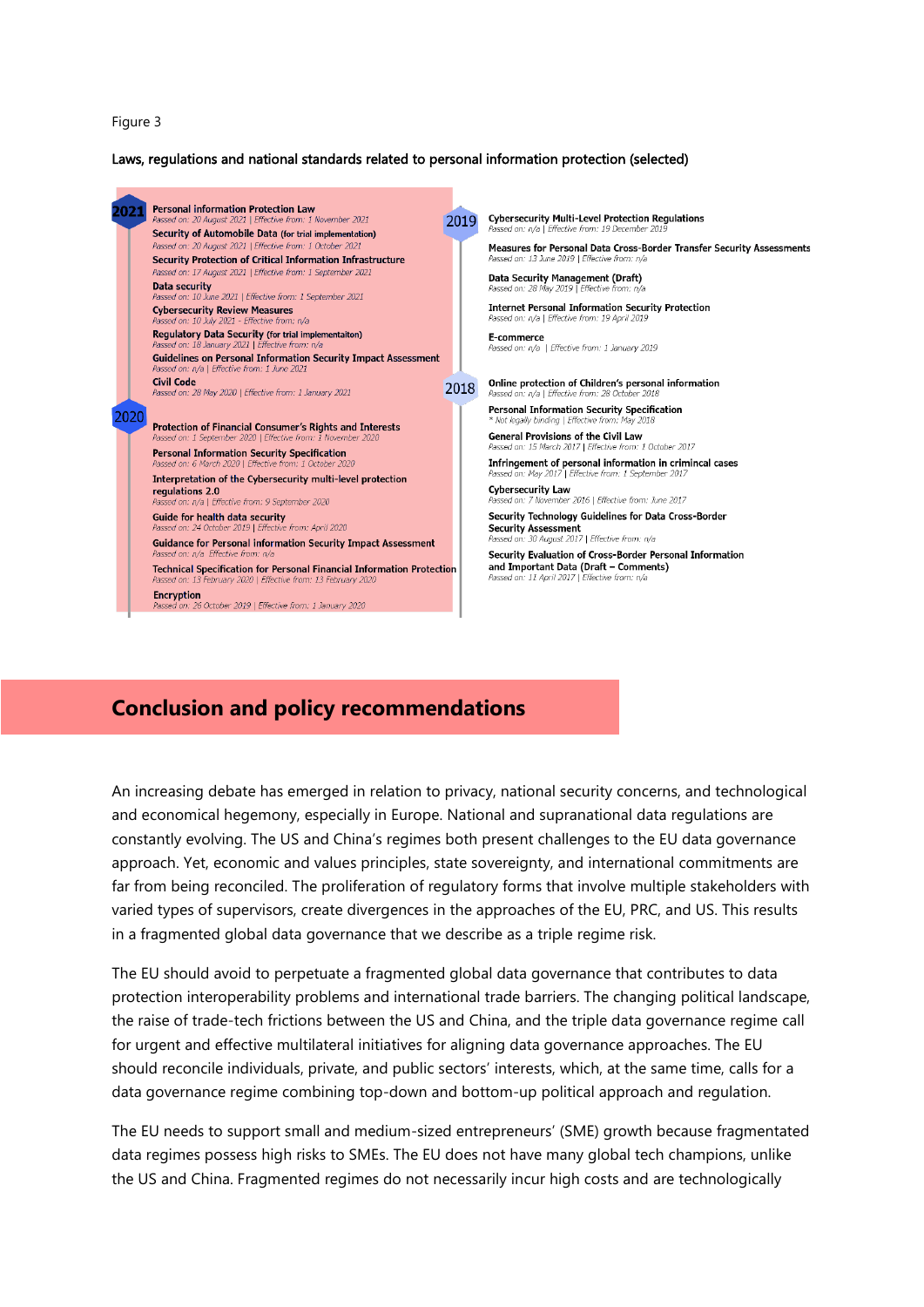Figure 3

**Laws, regulations and national standards related to personal information protection (selected)**

**2021**

**Personal information Protection Law**
*Passed on: 20 August 2021 | Effective from: 1 November 2021*

**Security of Automobile Data (for trial implementation)**
*Passed on: 20 August 2021 | Effective from: 1 October 2021*

**Security Protection of Critical Information Infrastructure**
*Passed on: 17 August 2021 | Effective from: 1 September 2021*

**Data security**
*Passed on: 10 June 2021 | Effective from: 1 September 2021*

**Cybersecurity Review Measures**
*Passed on: 10 July 2021 - Effective from: n/a*

**Regulatory Data Security (for trial implementaiton)**
*Passed on: 18 January 2021 | Effective from: n/a*

**Guidelines on Personal Information Security Impact Assessment**
*Passed on: n/a | Effective from: 1 June 2021*

**Civil Code**
*Passed on: 28 May 2020 | Effective from: 1 January 2021*

**2020**

**Protection of Financial Consumer's Rights and Interests**
*Passed on: 1 September 2020 | Effective from: 1 November 2020*

**Personal Information Security Specification**
*Passed on: 6 March 2020 | Effective from: 1 October 2020*

**Interpretation of the Cybersecurity multi-level protection regulations 2.0**
*Passed on: n/a | Effective from: 9 September 2020*

**Guide for health data security**
*Passed on: 24 October 2019 | Effective from: April 2020*

**Guidance for Personal information Security Impact Assessment**
*Passed on: n/a Effective from: n/a*

**Technical Specification for Personal Financial Information Protection**
*Passed on: 13 February 2020 | Effective from: 13 February 2020*

**Encryption**
*Passed on: 26 October 2019 | Effective from: 1 January 2020*

**2019**

**Cybersecurity Multi-Level Protection Regulations**
*Passed on: n/a | Effective from: 19 December 2019*

**Measures for Personal Data Cross-Border Transfer Security Assessments**
*Passed on: 13 June 2019 | Effective from: n/a*

**Data Security Management (Draft)**
*Passed on: 28 May 2019 | Effective from: n/a*

**Internet Personal Information Security Protection**
*Passed on: n/a | Effective from: 19 April 2019*

**E-commerce**
*Passed on: n/a | Effective from: 1 January 2019*

**2018**

**Online protection of Children's personal information**
*Passed on: n/a | Effective from: 28 October 2018*

**Personal Information Security Specification**
*\* Not legally binding | Effective from: May 2018*

**General Provisions of the Civil Law**
*Passed on: 15 March 2017 | Effective from: 1 October 2017*

**Infringement of personal information in crimincal cases**
*Passed on: May 2017 | Effective from: 1 September 2017*

**Cybersecurity Law**
*Passed on: 7 November 2016 | Effective from: June 2017*

**Security Technology Guidelines for Data Cross-Border Security Assessment**
*Passed on: 30 August 2017 | Effective from: n/a*

**Security Evaluation of Cross-Border Personal Information and Important Data (Draft – Comments)**
*Passed on: 11 April 2017 | Effective from: n/a*

## Conclusion and policy recommendations

An increasing debate has emerged in relation to privacy, national security concerns, and technological and economical hegemony, especially in Europe. National and supranational data regulations are constantly evolving. The US and China's regimes both present challenges to the EU data governance approach. Yet, economic and values principles, state sovereignty, and international commitments are far from being reconciled. The proliferation of regulatory forms that involve multiple stakeholders with varied types of supervisors, create divergences in the approaches of the EU, PRC, and US. This results in a fragmented global data governance that we describe as a triple regime risk.

The EU should avoid to perpetuate a fragmented global data governance that contributes to data protection interoperability problems and international trade barriers. The changing political landscape, the raise of trade-tech frictions between the US and China, and the triple data governance regime call for urgent and effective multilateral initiatives for aligning data governance approaches. The EU should reconcile individuals, private, and public sectors' interests, which, at the same time, calls for a data governance regime combining top-down and bottom-up political approach and regulation.

The EU needs to support small and medium-sized entrepreneurs' (SME) growth because fragmentated data regimes possess high risks to SMEs. The EU does not have many global tech champions, unlike the US and China. Fragmented regimes do not necessarily incur high costs and are technologically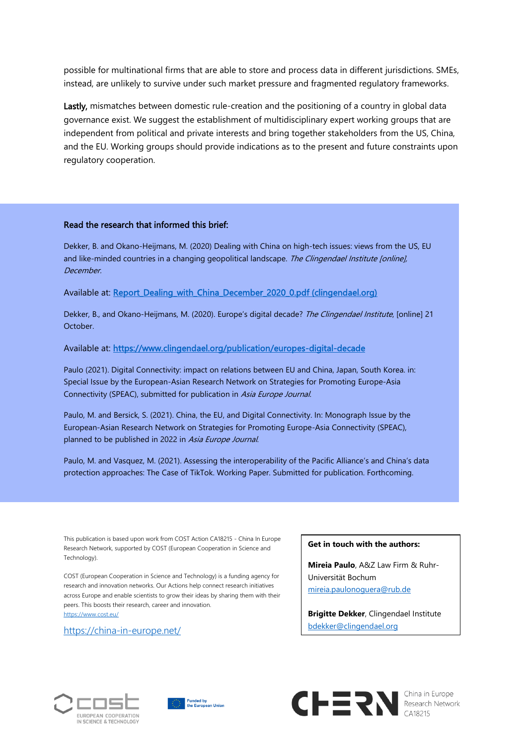possible for multinational firms that are able to store and process data in different jurisdictions. SMEs, instead, are unlikely to survive under such market pressure and fragmented regulatory frameworks.

**Lastly,** mismatches between domestic rule-creation and the positioning of a country in global data governance exist. We suggest the establishment of multidisciplinary expert working groups that are independent from political and private interests and bring together stakeholders from the US, China, and the EU. Working groups should provide indications as to the present and future constraints upon regulatory cooperation.

**Read the research that informed this brief:**

Dekker, B. and Okano-Heijmans, M. (2020) Dealing with China on high-tech issues: views from the US, EU and like-minded countries in a changing geopolitical landscape. *The Clingendael Institute [online], December.*

Available at: [Report_Dealing_with_China_December_2020_0.pdf (clingendael.org)](Report_Dealing_with_China_December_2020_0.pdf (clingendael.org))

Dekker, B., and Okano-Heijmans, M. (2020). Europe's digital decade? *The Clingendael Institute*, [online] 21 October.

Available at: https://www.clingendael.org/publication/europes-digital-decade

Paulo (2021). Digital Connectivity: impact on relations between EU and China, Japan, South Korea. in: Special Issue by the European-Asian Research Network on Strategies for Promoting Europe-Asia Connectivity (SPEAC), submitted for publication in *Asia Europe Journal*.

Paulo, M. and Bersick, S. (2021). China, the EU, and Digital Connectivity. In: Monograph Issue by the European-Asian Research Network on Strategies for Promoting Europe-Asia Connectivity (SPEAC), planned to be published in 2022 in *Asia Europe Journal*.

Paulo, M. and Vasquez, M. (2021). Assessing the interoperability of the Pacific Alliance's and China's data protection approaches: The Case of TikTok. Working Paper. Submitted for publication. Forthcoming.

This publication is based upon work from COST Action CA18215 - China In Europe Research Network, supported by COST (European Cooperation in Science and Technology).

COST (European Cooperation in Science and Technology) is a funding agency for research and innovation networks. Our Actions help connect research initiatives across Europe and enable scientists to grow their ideas by sharing them with their peers. This boosts their research, career and innovation.
https://www.cost.eu/

https://china-in-europe.net/

**Get in touch with the authors:**

**Mireia Paulo**, A&Z Law Firm & Ruhr-Universität Bochum
mireia.paulonoguera@rub.de

**Brigitte Dekker**, Clingendael Institute
bdekker@clingendael.org

COST EUROPEAN COOPERATION IN SCIENCE & TECHNOLOGY

Funded by the European Union

CHERN China in Europe Research Network CA18215